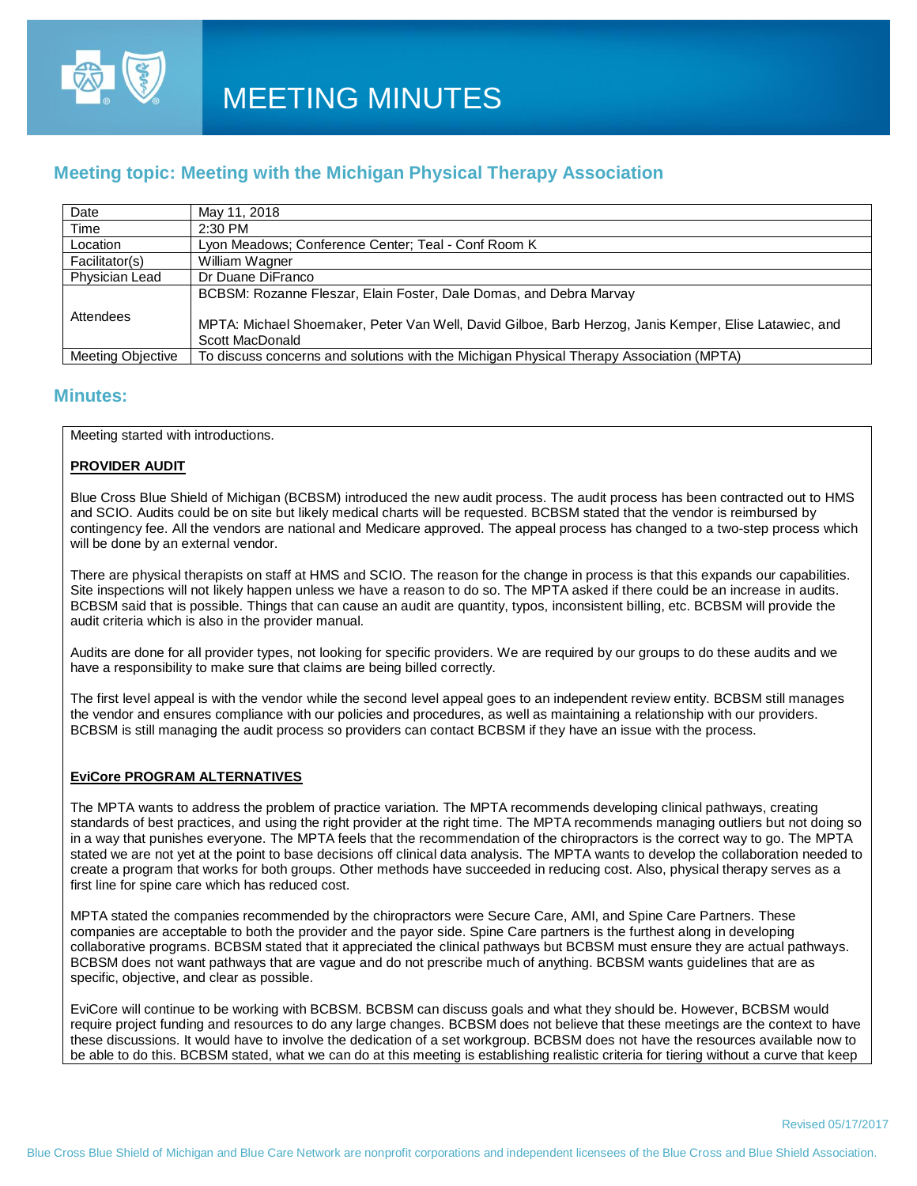# MEETING MINUTES

## Meeting topic: Meeting with the Michigan Physical Therapy Association

| | |
|---|---|
| Date | May 11, 2018 |
| Time | 2:30 PM |
| Location | Lyon Meadows; Conference Center; Teal - Conf Room K |
| Facilitator(s) | William Wagner |
| Physician Lead | Dr Duane DiFranco |
| Attendees | BCBSM: Rozanne Fleszar, Elain Foster, Dale Domas, and Debra Marvay<br><br>MPTA: Michael Shoemaker, Peter Van Well, David Gilboe, Barb Herzog, Janis Kemper, Elise Latawiec, and Scott MacDonald |
| Meeting Objective | To discuss concerns and solutions with the Michigan Physical Therapy Association (MPTA) |

## Minutes:

Meeting started with introductions.

**PROVIDER AUDIT**

Blue Cross Blue Shield of Michigan (BCBSM) introduced the new audit process. The audit process has been contracted out to HMS and SCIO. Audits could be on site but likely medical charts will be requested. BCBSM stated that the vendor is reimbursed by contingency fee. All the vendors are national and Medicare approved. The appeal process has changed to a two-step process which will be done by an external vendor.

There are physical therapists on staff at HMS and SCIO. The reason for the change in process is that this expands our capabilities. Site inspections will not likely happen unless we have a reason to do so. The MPTA asked if there could be an increase in audits. BCBSM said that is possible. Things that can cause an audit are quantity, typos, inconsistent billing, etc. BCBSM will provide the audit criteria which is also in the provider manual.

Audits are done for all provider types, not looking for specific providers. We are required by our groups to do these audits and we have a responsibility to make sure that claims are being billed correctly.

The first level appeal is with the vendor while the second level appeal goes to an independent review entity. BCBSM still manages the vendor and ensures compliance with our policies and procedures, as well as maintaining a relationship with our providers. BCBSM is still managing the audit process so providers can contact BCBSM if they have an issue with the process.

**EviCore PROGRAM ALTERNATIVES**

The MPTA wants to address the problem of practice variation. The MPTA recommends developing clinical pathways, creating standards of best practices, and using the right provider at the right time. The MPTA recommends managing outliers but not doing so in a way that punishes everyone. The MPTA feels that the recommendation of the chiropractors is the correct way to go. The MPTA stated we are not yet at the point to base decisions off clinical data analysis. The MPTA wants to develop the collaboration needed to create a program that works for both groups. Other methods have succeeded in reducing cost. Also, physical therapy serves as a first line for spine care which has reduced cost.

MPTA stated the companies recommended by the chiropractors were Secure Care, AMI, and Spine Care Partners. These companies are acceptable to both the provider and the payor side. Spine Care partners is the furthest along in developing collaborative programs. BCBSM stated that it appreciated the clinical pathways but BCBSM must ensure they are actual pathways. BCBSM does not want pathways that are vague and do not prescribe much of anything. BCBSM wants guidelines that are as specific, objective, and clear as possible.

EviCore will continue to be working with BCBSM. BCBSM can discuss goals and what they should be. However, BCBSM would require project funding and resources to do any large changes. BCBSM does not believe that these meetings are the context to have these discussions. It would have to involve the dedication of a set workgroup. BCBSM does not have the resources available now to be able to do this. BCBSM stated, what we can do at this meeting is establishing realistic criteria for tiering without a curve that keep

Revised 05/17/2017

Blue Cross Blue Shield of Michigan and Blue Care Network are nonprofit corporations and independent licensees of the Blue Cross and Blue Shield Association.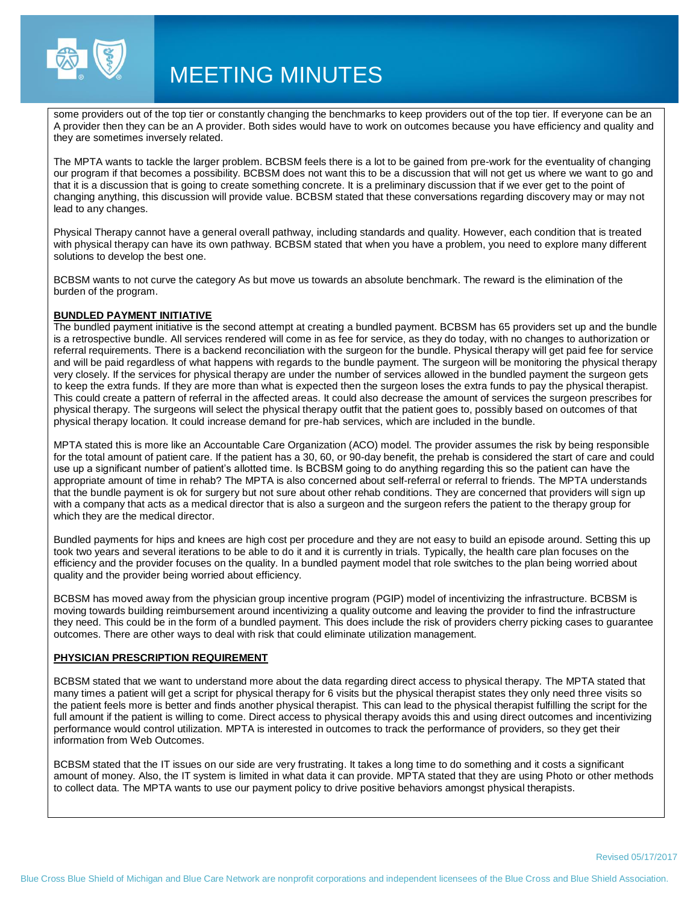some providers out of the top tier or constantly changing the benchmarks to keep providers out of the top tier. If everyone can be an A provider then they can be an A provider. Both sides would have to work on outcomes because you have efficiency and quality and they are sometimes inversely related.

The MPTA wants to tackle the larger problem. BCBSM feels there is a lot to be gained from pre-work for the eventuality of changing our program if that becomes a possibility. BCBSM does not want this to be a discussion that will not get us where we want to go and that it is a discussion that is going to create something concrete. It is a preliminary discussion that if we ever get to the point of changing anything, this discussion will provide value. BCBSM stated that these conversations regarding discovery may or may not lead to any changes.

Physical Therapy cannot have a general overall pathway, including standards and quality. However, each condition that is treated with physical therapy can have its own pathway. BCBSM stated that when you have a problem, you need to explore many different solutions to develop the best one.

BCBSM wants to not curve the category As but move us towards an absolute benchmark. The reward is the elimination of the burden of the program.

**BUNDLED PAYMENT INITIATIVE**

The bundled payment initiative is the second attempt at creating a bundled payment. BCBSM has 65 providers set up and the bundle is a retrospective bundle. All services rendered will come in as fee for service, as they do today, with no changes to authorization or referral requirements. There is a backend reconciliation with the surgeon for the bundle. Physical therapy will get paid fee for service and will be paid regardless of what happens with regards to the bundle payment. The surgeon will be monitoring the physical therapy very closely. If the services for physical therapy are under the number of services allowed in the bundled payment the surgeon gets to keep the extra funds. If they are more than what is expected then the surgeon loses the extra funds to pay the physical therapist. This could create a pattern of referral in the affected areas. It could also decrease the amount of services the surgeon prescribes for physical therapy. The surgeons will select the physical therapy outfit that the patient goes to, possibly based on outcomes of that physical therapy location. It could increase demand for pre-hab services, which are included in the bundle.

MPTA stated this is more like an Accountable Care Organization (ACO) model. The provider assumes the risk by being responsible for the total amount of patient care. If the patient has a 30, 60, or 90-day benefit, the prehab is considered the start of care and could use up a significant number of patient's allotted time. Is BCBSM going to do anything regarding this so the patient can have the appropriate amount of time in rehab? The MPTA is also concerned about self-referral or referral to friends. The MPTA understands that the bundle payment is ok for surgery but not sure about other rehab conditions. They are concerned that providers will sign up with a company that acts as a medical director that is also a surgeon and the surgeon refers the patient to the therapy group for which they are the medical director.

Bundled payments for hips and knees are high cost per procedure and they are not easy to build an episode around. Setting this up took two years and several iterations to be able to do it and it is currently in trials. Typically, the health care plan focuses on the efficiency and the provider focuses on the quality. In a bundled payment model that role switches to the plan being worried about quality and the provider being worried about efficiency.

BCBSM has moved away from the physician group incentive program (PGIP) model of incentivizing the infrastructure. BCBSM is moving towards building reimbursement around incentivizing a quality outcome and leaving the provider to find the infrastructure they need. This could be in the form of a bundled payment. This does include the risk of providers cherry picking cases to guarantee outcomes. There are other ways to deal with risk that could eliminate utilization management.

**PHYSICIAN PRESCRIPTION REQUIREMENT**

BCBSM stated that we want to understand more about the data regarding direct access to physical therapy. The MPTA stated that many times a patient will get a script for physical therapy for 6 visits but the physical therapist states they only need three visits so the patient feels more is better and finds another physical therapist. This can lead to the physical therapist fulfilling the script for the full amount if the patient is willing to come. Direct access to physical therapy avoids this and using direct outcomes and incentivizing performance would control utilization. MPTA is interested in outcomes to track the performance of providers, so they get their information from Web Outcomes.

BCBSM stated that the IT issues on our side are very frustrating. It takes a long time to do something and it costs a significant amount of money. Also, the IT system is limited in what data it can provide. MPTA stated that they are using Photo or other methods to collect data. The MPTA wants to use our payment policy to drive positive behaviors amongst physical therapists.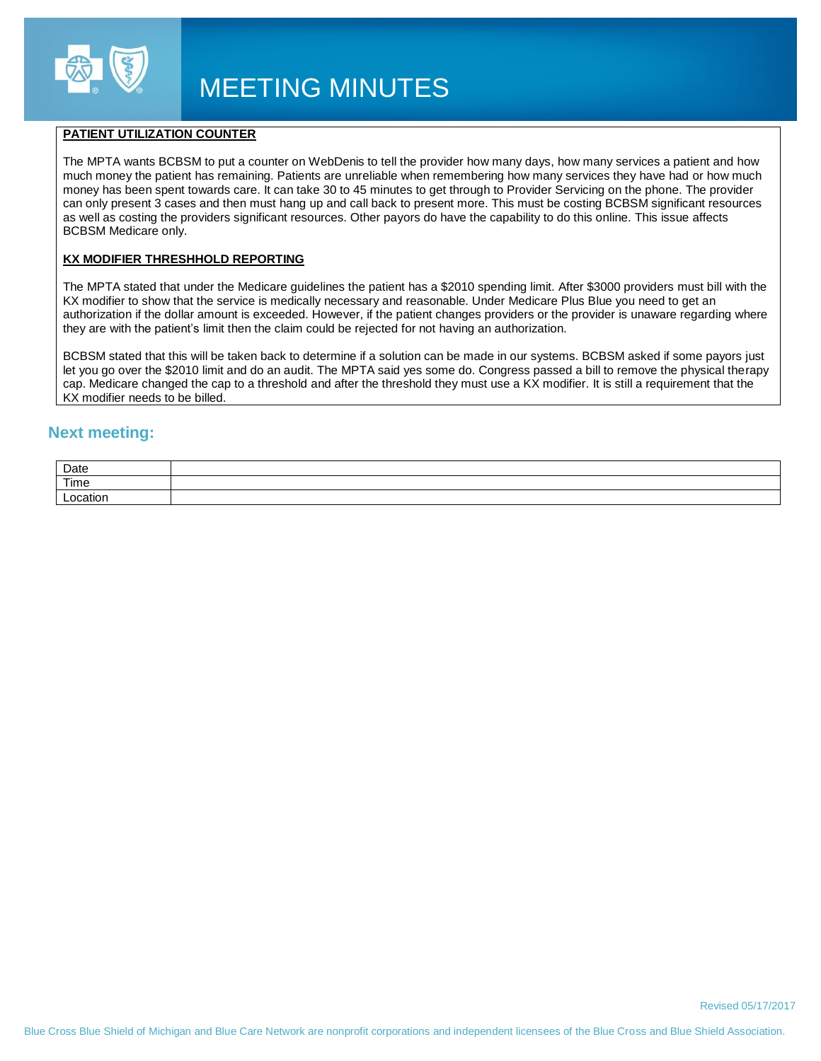**PATIENT UTILIZATION COUNTER**

The MPTA wants BCBSM to put a counter on WebDenis to tell the provider how many days, how many services a patient and how much money the patient has remaining. Patients are unreliable when remembering how many services they have had or how much money has been spent towards care. It can take 30 to 45 minutes to get through to Provider Servicing on the phone. The provider can only present 3 cases and then must hang up and call back to present more. This must be costing BCBSM significant resources as well as costing the providers significant resources. Other payors do have the capability to do this online. This issue affects BCBSM Medicare only.

**KX MODIFIER THRESHHOLD REPORTING**

The MPTA stated that under the Medicare guidelines the patient has a $2010 spending limit. After $3000 providers must bill with the KX modifier to show that the service is medically necessary and reasonable. Under Medicare Plus Blue you need to get an authorization if the dollar amount is exceeded. However, if the patient changes providers or the provider is unaware regarding where they are with the patient's limit then the claim could be rejected for not having an authorization.

BCBSM stated that this will be taken back to determine if a solution can be made in our systems. BCBSM asked if some payors just let you go over the $2010 limit and do an audit. The MPTA said yes some do. Congress passed a bill to remove the physical therapy cap. Medicare changed the cap to a threshold and after the threshold they must use a KX modifier. It is still a requirement that the KX modifier needs to be billed.

## Next meeting:

| | |
|---|---|
| Date | |
| Time | |
| Location | |